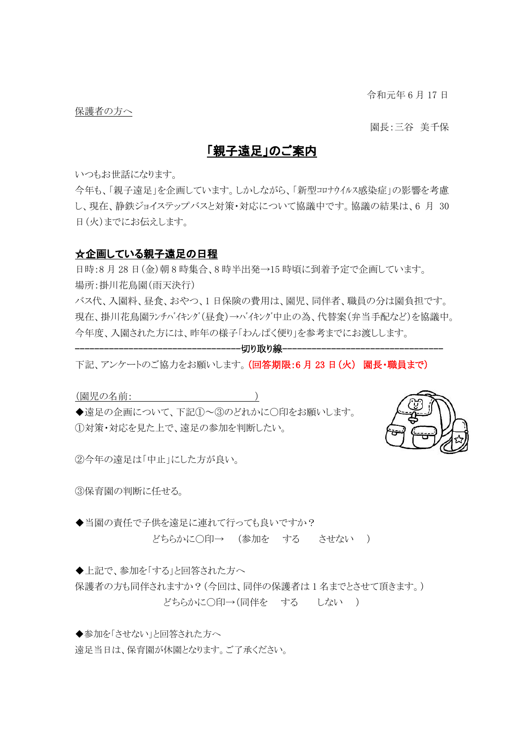令和元年 6 月 17 日

保護者の方へ

園長:三谷 美千保

# 「親子遠足」のご案内

いつもお世話になります。

今年も、「親子遠足」を企画しています。しかしながら、「新型ｺﾛﾅｳｲﾙｽ感染症」の影響を考慮し、現在、静鉄ジョイステップバスと対策・対応について協議中です。協議の結果は、6 月 30 日(火)までにお伝えします。

## ☆企画している親子遠足の日程

日時:8 月 28 日(金)朝 8 時集合、8 時半出発→15 時頃に到着予定で企画しています。

場所:掛川花鳥園(雨天決行)

バス代、入園料、昼食、おやつ、1 日保険の費用は、園児、同伴者、職員の分は園負担です。

現在、掛川花鳥園ﾗﾝﾁﾊﾞｲｷﾝｸﾞ(昼食)→ﾊﾞｲｷﾝｸﾞ中止の為、代替案(弁当手配など)を協議中。

今年度、入園された方には、昨年の様子「わんぱく便り」を参考までにお渡しします。

--------------------------------------**切り取り線**--------------------------------------

下記、アンケートのご協力をお願いします。**(回答期限:6 月 23 日(火) 園長・職員まで)**

(園児の名前:　　　　　　　　　　　　　　)

◆遠足の企画について、下記①～③のどれかに〇印をお願いします。

①対策・対応を見た上で、遠足の参加を判断したい。

②今年の遠足は「中止」にした方が良い。

③保育園の判断に任せる。

◆当園の責任で子供を遠足に連れて行っても良いですか？

どちらかに〇印→ (参加を する させない )

◆上記で、参加を「する」と回答された方へ

保護者の方も同伴されますか？(今回は、同伴の保護者は 1 名までとさせて頂きます。)

どちらかに〇印→(同伴を する しない )

◆参加を「させない」と回答された方へ

遠足当日は、保育園が休園となります。ご了承ください。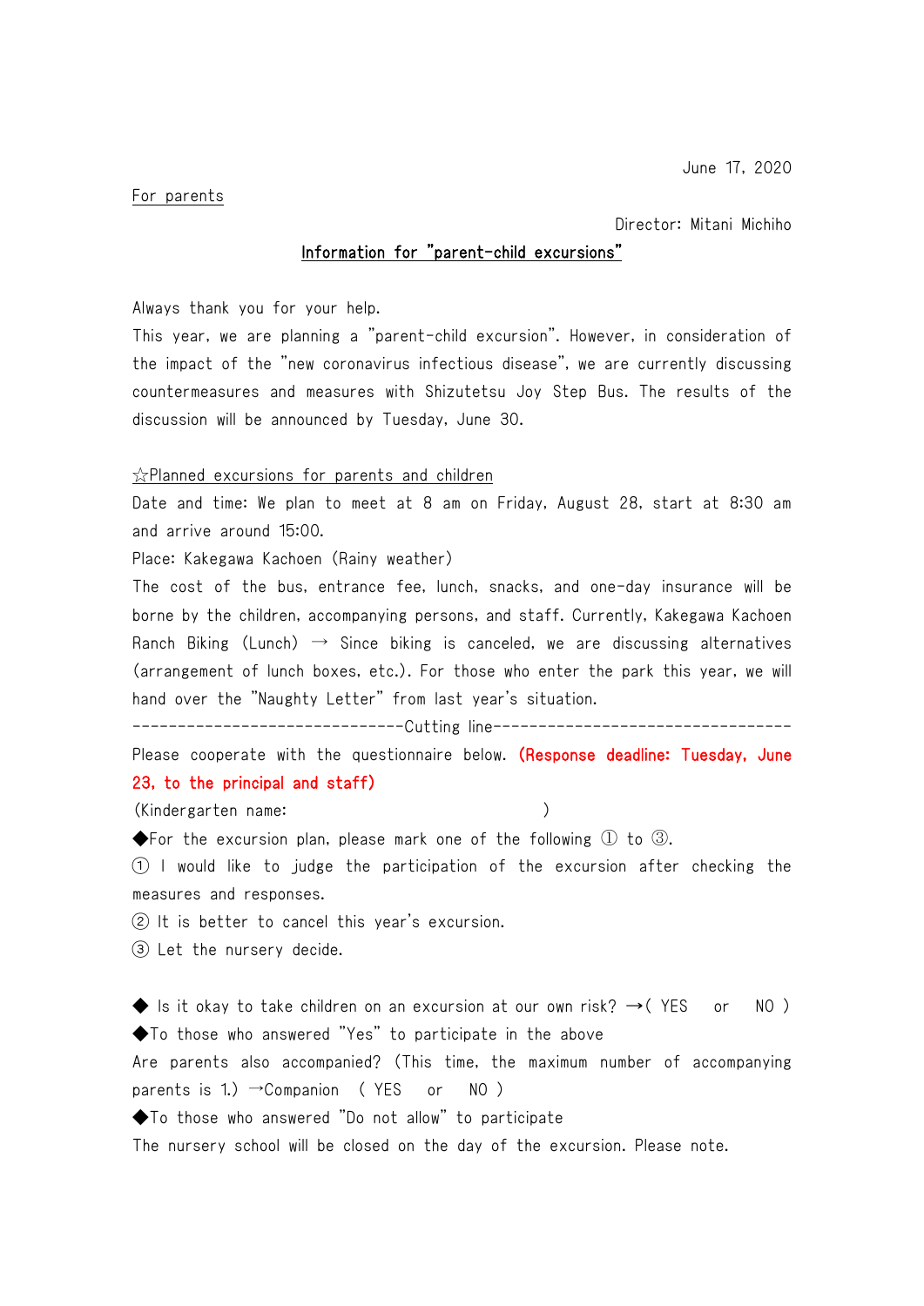June 17, 2020

<u>For parents</u>

Director: Mitani Michiho

## <u>Information for "parent-child excursions"</u>

Always thank you for your help.

This year, we are planning a "parent-child excursion". However, in consideration of the impact of the "new coronavirus infectious disease", we are currently discussing countermeasures and measures with Shizutetsu Joy Step Bus. The results of the discussion will be announced by Tuesday, June 30.

<u>☆Planned excursions for parents and children</u>

Date and time: We plan to meet at 8 am on Friday, August 28, start at 8:30 am and arrive around 15:00.

Place: Kakegawa Kachoen (Rainy weather)

The cost of the bus, entrance fee, lunch, snacks, and one-day insurance will be borne by the children, accompanying persons, and staff. Currently, Kakegawa Kachoen Ranch Biking (Lunch) → Since biking is canceled, we are discussing alternatives (arrangement of lunch boxes, etc.). For those who enter the park this year, we will hand over the "Naughty Letter" from last year's situation.

------------------------------Cutting line---------------------------------

Please cooperate with the questionnaire below. **(Response deadline: Tuesday, June 23, to the principal and staff)**

(Kindergarten name: )

◆For the excursion plan, please mark one of the following ① to ③.

① I would like to judge the participation of the excursion after checking the measures and responses.

② It is better to cancel this year's excursion.

③ Let the nursery decide.

◆ Is it okay to take children on an excursion at our own risk? →( YES or NO )

◆To those who answered "Yes" to participate in the above

Are parents also accompanied? (This time, the maximum number of accompanying parents is 1.) →Companion ( YES or NO )

◆To those who answered "Do not allow" to participate

The nursery school will be closed on the day of the excursion. Please note.